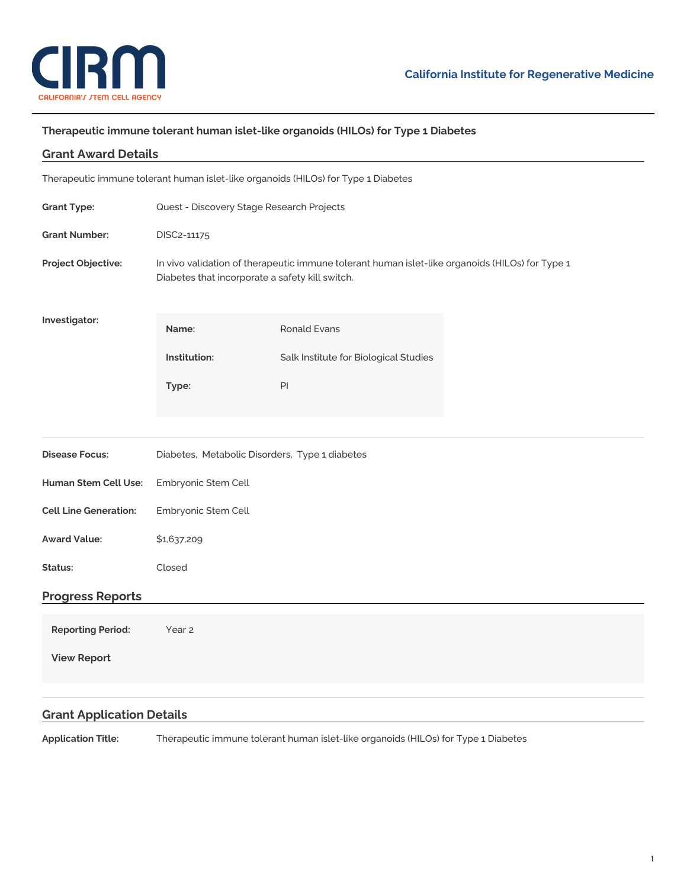CIRM
CALIFORNIA'S STEM CELL AGENCY

California Institute for Regenerative Medicine

# Therapeutic immune tolerant human islet-like organoids (HILOs) for Type 1 Diabetes

## Grant Award Details

Therapeutic immune tolerant human islet-like organoids (HILOs) for Type 1 Diabetes

**Grant Type:** Quest - Discovery Stage Research Projects

**Grant Number:** DISC2-11175

**Project Objective:** In vivo validation of therapeutic immune tolerant human islet-like organoids (HILOs) for Type 1 Diabetes that incorporate a safety kill switch.

**Investigator:**

| | |
|---|---|
| **Name:** | Ronald Evans |
| **Institution:** | Salk Institute for Biological Studies |
| **Type:** | PI |

**Disease Focus:** Diabetes, Metabolic Disorders, Type 1 diabetes

**Human Stem Cell Use:** Embryonic Stem Cell

**Cell Line Generation:** Embryonic Stem Cell

**Award Value:** $1,637,209

**Status:** Closed

## Progress Reports

**Reporting Period:** Year 2

**View Report**

## Grant Application Details

**Application Title:** Therapeutic immune tolerant human islet-like organoids (HILOs) for Type 1 Diabetes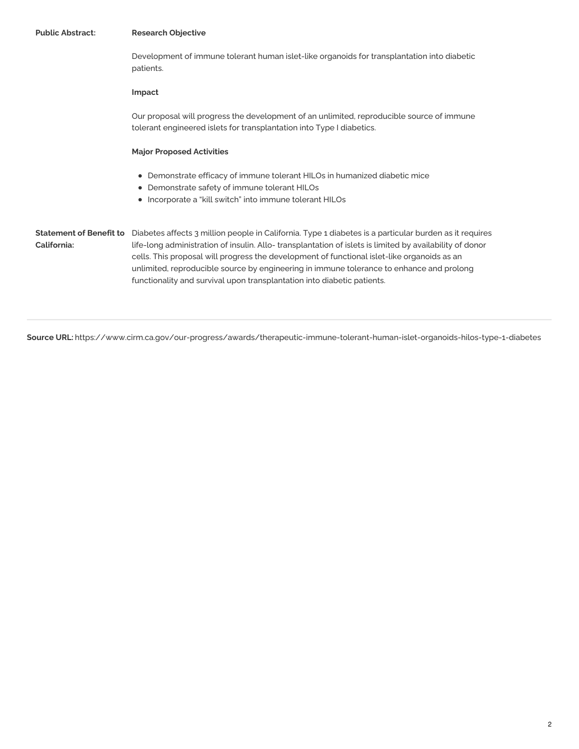**Public Abstract:**

**Research Objective**

Development of immune tolerant human islet-like organoids for transplantation into diabetic patients.

**Impact**

Our proposal will progress the development of an unlimited, reproducible source of immune tolerant engineered islets for transplantation into Type I diabetics.

**Major Proposed Activities**

- Demonstrate efficacy of immune tolerant HILOs in humanized diabetic mice
- Demonstrate safety of immune tolerant HILOs
- Incorporate a "kill switch" into immune tolerant HILOs

**Statement of Benefit to California:**

Diabetes affects 3 million people in California. Type 1 diabetes is a particular burden as it requires life-long administration of insulin. Allo- transplantation of islets is limited by availability of donor cells. This proposal will progress the development of functional islet-like organoids as an unlimited, reproducible source by engineering in immune tolerance to enhance and prolong functionality and survival upon transplantation into diabetic patients.

---

**Source URL:** https://www.cirm.ca.gov/our-progress/awards/therapeutic-immune-tolerant-human-islet-organoids-hilos-type-1-diabetes